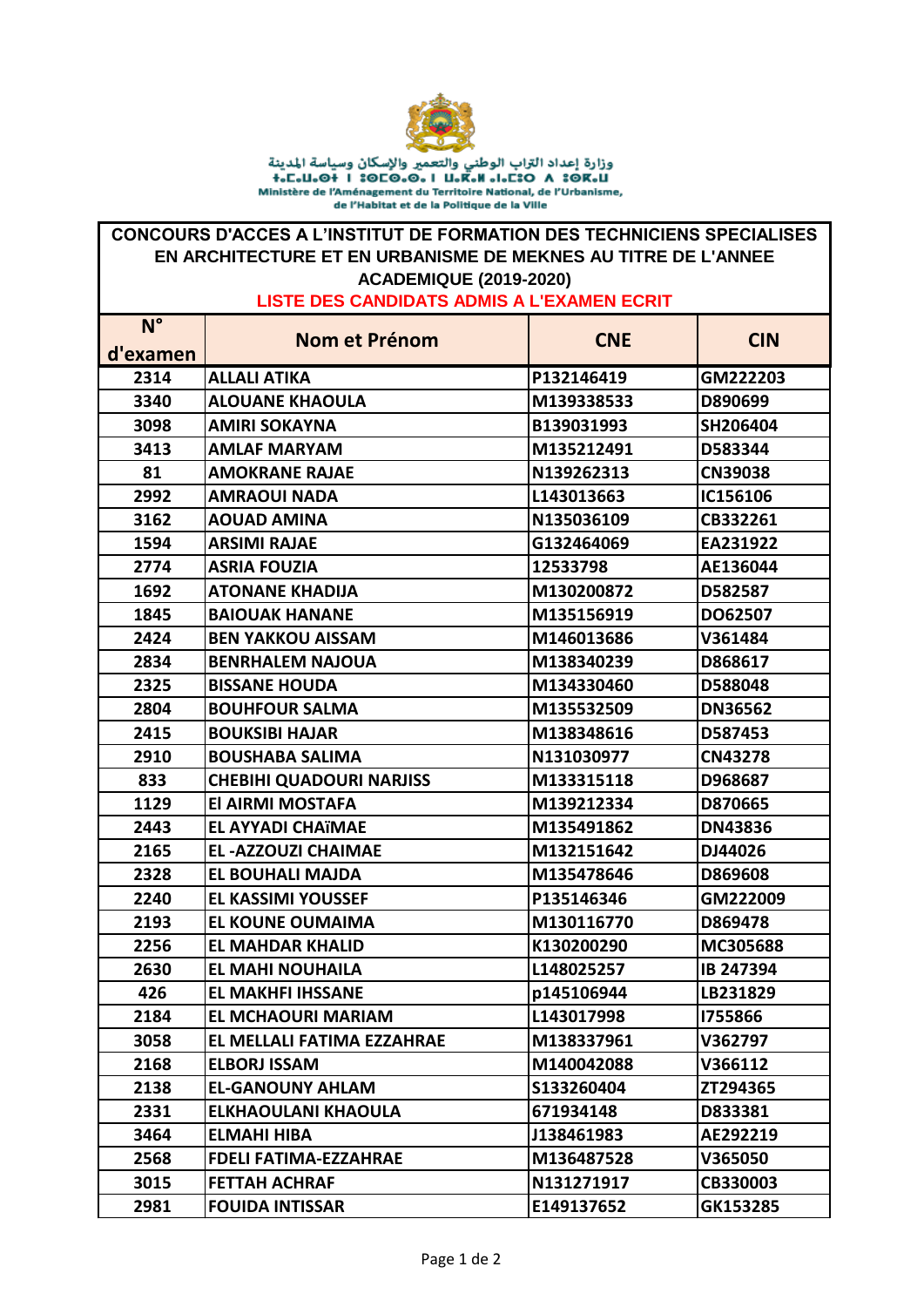وزارة إعداد التراب الوطني والتعمير والإسكان وسياسة المدينة

ⵜⴰⵎⴰⵡⴰⵙⵜ ⵏ ⵓⵙⵡⵓⴷⵙ ⵏ ⵜⵎⵓⵔⵜ ⴷ ⵓⵙⵎⵓⵔⵙ ⴷ ⵜⵙⵔⵜⵉⵜ ⵏ ⵜⵎⴷⵉⵏⵜ

Ministère de l'Aménagement du Territoire National, de l'Urbanisme, de l'Habitat et de la Politique de la Ville

## CONCOURS D'ACCES A L'INSTITUT DE FORMATION DES TECHNICIENS SPECIALISES EN ARCHITECTURE ET EN URBANISME DE MEKNES AU TITRE DE L'ANNEE ACADEMIQUE (2019-2020)

## LISTE DES CANDIDATS ADMIS A L'EXAMEN ECRIT

| N° d'examen | Nom et Prénom | CNE | CIN |
|---|---|---|---|
| 2314 | ALLALI ATIKA | P132146419 | GM222203 |
| 3340 | ALOUANE KHAOULA | M139338533 | D890699 |
| 3098 | AMIRI SOKAYNA | B139031993 | SH206404 |
| 3413 | AMLAF MARYAM | M135212491 | D583344 |
| 81 | AMOKRANE RAJAE | N139262313 | CN39038 |
| 2992 | AMRAOUI NADA | L143013663 | IC156106 |
| 3162 | AOUAD AMINA | N135036109 | CB332261 |
| 1594 | ARSIMI RAJAE | G132464069 | EA231922 |
| 2774 | ASRIA FOUZIA | 12533798 | AE136044 |
| 1692 | ATONANE KHADIJA | M130200872 | D582587 |
| 1845 | BAIOUAK HANANE | M135156919 | DO62507 |
| 2424 | BEN YAKKOU AISSAM | M146013686 | V361484 |
| 2834 | BENRHALEM NAJOUA | M138340239 | D868617 |
| 2325 | BISSANE HOUDA | M134330460 | D588048 |
| 2804 | BOUHFOUR SALMA | M135532509 | DN36562 |
| 2415 | BOUKSIBI HAJAR | M138348616 | D587453 |
| 2910 | BOUSHABA SALIMA | N131030977 | CN43278 |
| 833 | CHEBIHI QUADOURI NARJISS | M133315118 | D968687 |
| 1129 | El AIRMI MOSTAFA | M139212334 | D870665 |
| 2443 | EL AYYADI CHAïMAE | M135491862 | DN43836 |
| 2165 | EL -AZZOUZI CHAIMAE | M132151642 | DJ44026 |
| 2328 | EL BOUHALI MAJDA | M135478646 | D869608 |
| 2240 | EL KASSIMI YOUSSEF | P135146346 | GM222009 |
| 2193 | EL KOUNE OUMAIMA | M130116770 | D869478 |
| 2256 | EL MAHDAR KHALID | K130200290 | MC305688 |
| 2630 | EL MAHI NOUHAILA | L148025257 | IB 247394 |
| 426 | EL MAKHFI IHSSANE | p145106944 | LB231829 |
| 2184 | EL MCHAOURI MARIAM | L143017998 | I755866 |
| 3058 | EL MELLALI FATIMA EZZAHRAE | M138337961 | V362797 |
| 2168 | ELBORJ ISSAM | M140042088 | V366112 |
| 2138 | EL-GANOUNY AHLAM | S133260404 | ZT294365 |
| 2331 | ELKHAOULANI KHAOULA | 671934148 | D833381 |
| 3464 | ELMAHI HIBA | J138461983 | AE292219 |
| 2568 | FDELI FATIMA-EZZAHRAE | M136487528 | V365050 |
| 3015 | FETTAH ACHRAF | N131271917 | CB330003 |
| 2981 | FOUIDA INTISSAR | E149137652 | GK153285 |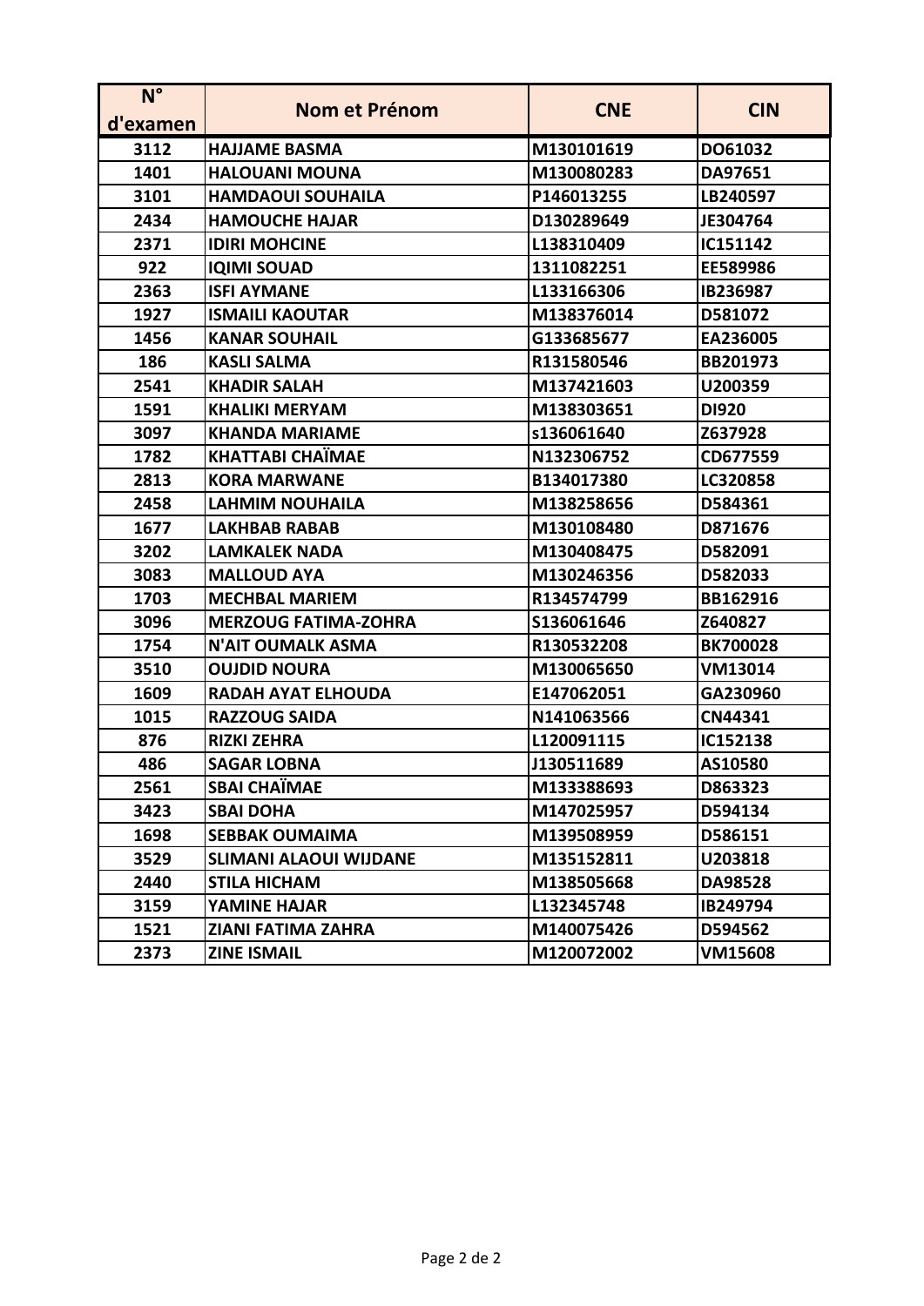| N° d'examen | Nom et Prénom | CNE | CIN |
|---|---|---|---|
| 3112 | HAJJAME BASMA | M130101619 | DO61032 |
| 1401 | HALOUANI MOUNA | M130080283 | DA97651 |
| 3101 | HAMDAOUI SOUHAILA | P146013255 | LB240597 |
| 2434 | HAMOUCHE HAJAR | D130289649 | JE304764 |
| 2371 | IDIRI MOHCINE | L138310409 | IC151142 |
| 922 | IQIMI SOUAD | 1311082251 | EE589986 |
| 2363 | ISFI AYMANE | L133166306 | IB236987 |
| 1927 | ISMAILI KAOUTAR | M138376014 | D581072 |
| 1456 | KANAR SOUHAIL | G133685677 | EA236005 |
| 186 | KASLI SALMA | R131580546 | BB201973 |
| 2541 | KHADIR SALAH | M137421603 | U200359 |
| 1591 | KHALIKI MERYAM | M138303651 | DI920 |
| 3097 | KHANDA MARIAME | s136061640 | Z637928 |
| 1782 | KHATTABI CHAÏMAE | N132306752 | CD677559 |
| 2813 | KORA MARWANE | B134017380 | LC320858 |
| 2458 | LAHMIM NOUHAILA | M138258656 | D584361 |
| 1677 | LAKHBAB RABAB | M130108480 | D871676 |
| 3202 | LAMKALEK NADA | M130408475 | D582091 |
| 3083 | MALLOUD AYA | M130246356 | D582033 |
| 1703 | MECHBAL MARIEM | R134574799 | BB162916 |
| 3096 | MERZOUG FATIMA-ZOHRA | S136061646 | Z640827 |
| 1754 | N'AIT OUMALK ASMA | R130532208 | BK700028 |
| 3510 | OUJDID NOURA | M130065650 | VM13014 |
| 1609 | RADAH AYAT ELHOUDA | E147062051 | GA230960 |
| 1015 | RAZZOUG SAIDA | N141063566 | CN44341 |
| 876 | RIZKI ZEHRA | L120091115 | IC152138 |
| 486 | SAGAR LOBNA | J130511689 | AS10580 |
| 2561 | SBAI CHAÏMAE | M133388693 | D863323 |
| 3423 | SBAI DOHA | M147025957 | D594134 |
| 1698 | SEBBAK OUMAIMA | M139508959 | D586151 |
| 3529 | SLIMANI ALAOUI WIJDANE | M135152811 | U203818 |
| 2440 | STILA HICHAM | M138505668 | DA98528 |
| 3159 | YAMINE HAJAR | L132345748 | IB249794 |
| 1521 | ZIANI FATIMA ZAHRA | M140075426 | D594562 |
| 2373 | ZINE ISMAIL | M120072002 | VM15608 |